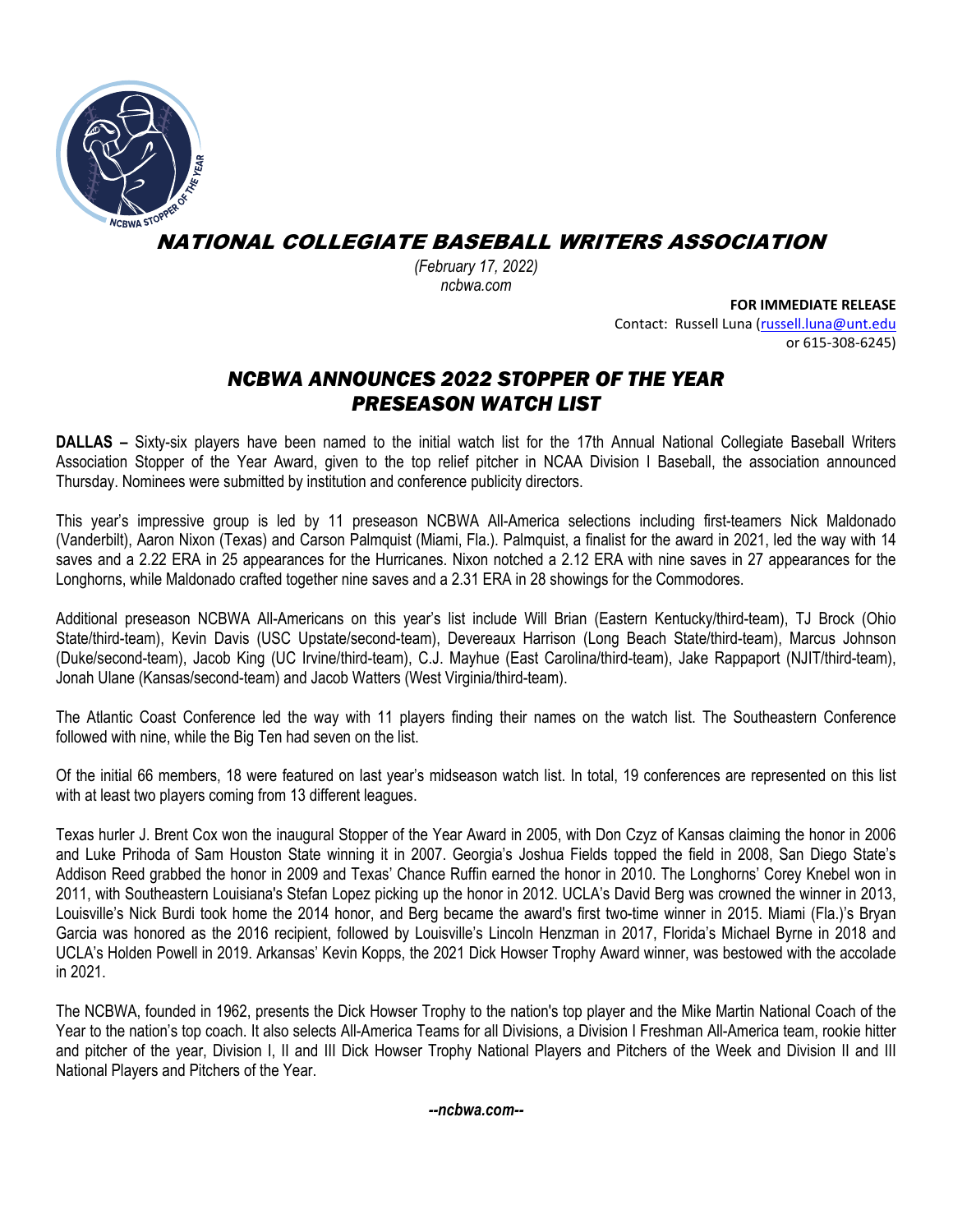# NATIONAL COLLEGIATE BASEBALL WRITERS ASSOCIATION

*(February 17, 2022)*
*ncbwa.com*

**FOR IMMEDIATE RELEASE**
Contact: Russell Luna (russell.luna@unt.edu or 615-308-6245)

## *NCBWA ANNOUNCES 2022 STOPPER OF THE YEAR PRESEASON WATCH LIST*

**DALLAS –** Sixty-six players have been named to the initial watch list for the 17th Annual National Collegiate Baseball Writers Association Stopper of the Year Award, given to the top relief pitcher in NCAA Division I Baseball, the association announced Thursday. Nominees were submitted by institution and conference publicity directors.

This year's impressive group is led by 11 preseason NCBWA All-America selections including first-teamers Nick Maldonado (Vanderbilt), Aaron Nixon (Texas) and Carson Palmquist (Miami, Fla.). Palmquist, a finalist for the award in 2021, led the way with 14 saves and a 2.22 ERA in 25 appearances for the Hurricanes. Nixon notched a 2.12 ERA with nine saves in 27 appearances for the Longhorns, while Maldonado crafted together nine saves and a 2.31 ERA in 28 showings for the Commodores.

Additional preseason NCBWA All-Americans on this year's list include Will Brian (Eastern Kentucky/third-team), TJ Brock (Ohio State/third-team), Kevin Davis (USC Upstate/second-team), Devereaux Harrison (Long Beach State/third-team), Marcus Johnson (Duke/second-team), Jacob King (UC Irvine/third-team), C.J. Mayhue (East Carolina/third-team), Jake Rappaport (NJIT/third-team), Jonah Ulane (Kansas/second-team) and Jacob Watters (West Virginia/third-team).

The Atlantic Coast Conference led the way with 11 players finding their names on the watch list. The Southeastern Conference followed with nine, while the Big Ten had seven on the list.

Of the initial 66 members, 18 were featured on last year's midseason watch list. In total, 19 conferences are represented on this list with at least two players coming from 13 different leagues.

Texas hurler J. Brent Cox won the inaugural Stopper of the Year Award in 2005, with Don Czyz of Kansas claiming the honor in 2006 and Luke Prihoda of Sam Houston State winning it in 2007. Georgia's Joshua Fields topped the field in 2008, San Diego State's Addison Reed grabbed the honor in 2009 and Texas' Chance Ruffin earned the honor in 2010. The Longhorns' Corey Knebel won in 2011, with Southeastern Louisiana's Stefan Lopez picking up the honor in 2012. UCLA's David Berg was crowned the winner in 2013, Louisville's Nick Burdi took home the 2014 honor, and Berg became the award's first two-time winner in 2015. Miami (Fla.)'s Bryan Garcia was honored as the 2016 recipient, followed by Louisville's Lincoln Henzman in 2017, Florida's Michael Byrne in 2018 and UCLA's Holden Powell in 2019. Arkansas' Kevin Kopps, the 2021 Dick Howser Trophy Award winner, was bestowed with the accolade in 2021.

The NCBWA, founded in 1962, presents the Dick Howser Trophy to the nation's top player and the Mike Martin National Coach of the Year to the nation's top coach. It also selects All-America Teams for all Divisions, a Division I Freshman All-America team, rookie hitter and pitcher of the year, Division I, II and III Dick Howser Trophy National Players and Pitchers of the Week and Division II and III National Players and Pitchers of the Year.

***--ncbwa.com--***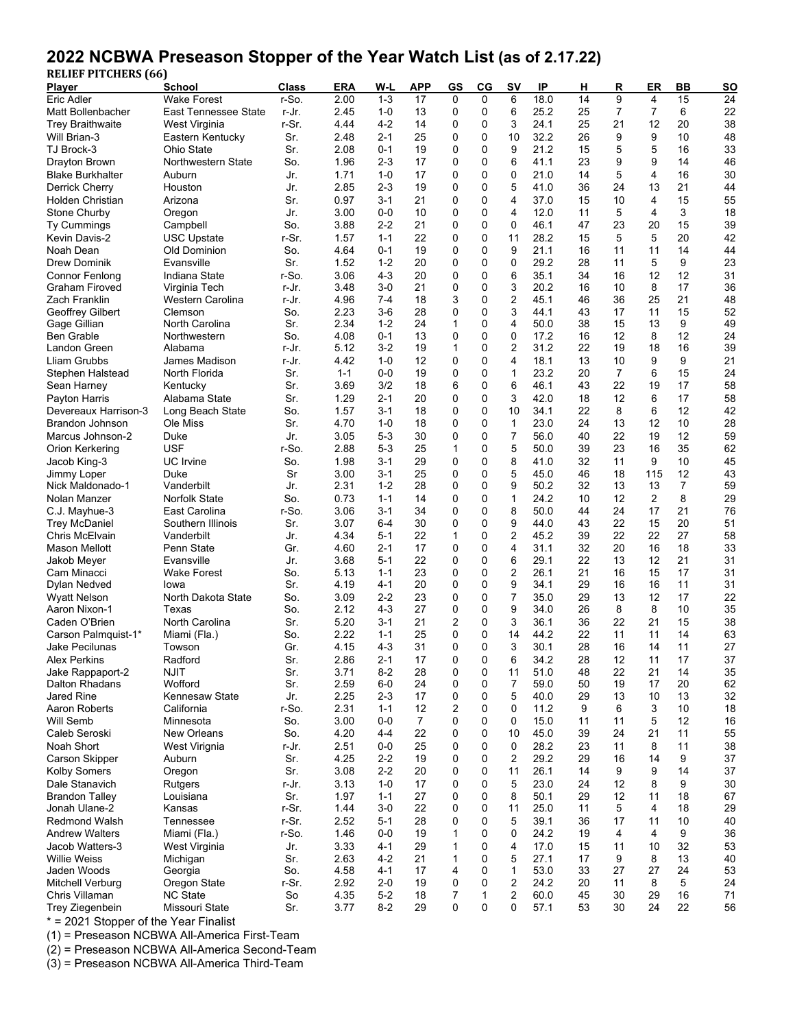# 2022 NCBWA Preseason Stopper of the Year Watch List (as of 2.17.22)

**RELIEF PITCHERS (66)**

| Player | School | Class | ERA | W-L | APP | GS | CG | SV | IP | H | R | ER | BB | SO |
|---|---|---|---|---|---|---|---|---|---|---|---|---|---|---|
| Eric Adler | Wake Forest | r-So. | 2.00 | 1-3 | 17 | 0 | 0 | 6 | 18.0 | 14 | 9 | 4 | 15 | 24 |
| Matt Bollenbacher | East Tennessee State | r-Jr. | 2.45 | 1-0 | 13 | 0 | 0 | 6 | 25.2 | 25 | 7 | 7 | 6 | 22 |
| Trey Braithwaite | West Virginia | r-Sr. | 4.44 | 4-2 | 14 | 0 | 0 | 3 | 24.1 | 25 | 21 | 12 | 20 | 38 |
| Will Brian-3 | Eastern Kentucky | Sr. | 2.48 | 2-1 | 25 | 0 | 0 | 10 | 32.2 | 26 | 9 | 9 | 10 | 48 |
| TJ Brock-3 | Ohio State | Sr. | 2.08 | 0-1 | 19 | 0 | 0 | 9 | 21.2 | 15 | 5 | 5 | 16 | 33 |
| Drayton Brown | Northwestern State | So. | 1.96 | 2-3 | 17 | 0 | 0 | 6 | 41.1 | 23 | 9 | 9 | 14 | 46 |
| Blake Burkhalter | Auburn | Jr. | 1.71 | 1-0 | 17 | 0 | 0 | 0 | 21.0 | 14 | 5 | 4 | 16 | 30 |
| Derrick Cherry | Houston | Jr. | 2.85 | 2-3 | 19 | 0 | 0 | 5 | 41.0 | 36 | 24 | 13 | 21 | 44 |
| Holden Christian | Arizona | Sr. | 0.97 | 3-1 | 21 | 0 | 0 | 4 | 37.0 | 15 | 10 | 4 | 15 | 55 |
| Stone Churby | Oregon | Jr. | 3.00 | 0-0 | 10 | 0 | 0 | 4 | 12.0 | 11 | 5 | 4 | 3 | 18 |
| Ty Cummings | Campbell | So. | 3.88 | 2-2 | 21 | 0 | 0 | 0 | 46.1 | 47 | 23 | 20 | 15 | 39 |
| Kevin Davis-2 | USC Upstate | r-Sr. | 1.57 | 1-1 | 22 | 0 | 0 | 11 | 28.2 | 15 | 5 | 5 | 20 | 42 |
| Noah Dean | Old Dominion | So. | 4.64 | 0-1 | 19 | 0 | 0 | 9 | 21.1 | 16 | 11 | 11 | 14 | 44 |
| Drew Dominik | Evansville | Sr. | 1.52 | 1-2 | 20 | 0 | 0 | 0 | 29.2 | 28 | 11 | 5 | 9 | 23 |
| Connor Fenlong | Indiana State | r-So. | 3.06 | 4-3 | 20 | 0 | 0 | 6 | 35.1 | 34 | 16 | 12 | 12 | 31 |
| Graham Firoved | Virginia Tech | r-Jr. | 3.48 | 3-0 | 21 | 0 | 0 | 3 | 20.2 | 16 | 10 | 8 | 17 | 36 |
| Zach Franklin | Western Carolina | r-Jr. | 4.96 | 7-4 | 18 | 3 | 0 | 2 | 45.1 | 46 | 36 | 25 | 21 | 48 |
| Geoffrey Gilbert | Clemson | So. | 2.23 | 3-6 | 28 | 0 | 0 | 3 | 44.1 | 43 | 17 | 11 | 15 | 52 |
| Gage Gillian | North Carolina | Sr. | 2.34 | 1-2 | 24 | 1 | 0 | 4 | 50.0 | 38 | 15 | 13 | 9 | 49 |
| Ben Grable | Northwestern | So. | 4.08 | 0-1 | 13 | 0 | 0 | 0 | 17.2 | 16 | 12 | 8 | 12 | 24 |
| Landon Green | Alabama | r-Jr. | 5.12 | 3-2 | 19 | 1 | 0 | 2 | 31.2 | 22 | 19 | 18 | 16 | 39 |
| Lliam Grubbs | James Madison | r-Jr. | 4.42 | 1-0 | 12 | 0 | 0 | 4 | 18.1 | 13 | 10 | 9 | 9 | 21 |
| Stephen Halstead | North Florida | Sr. | 1-1 | 0-0 | 19 | 0 | 0 | 1 | 23.2 | 20 | 7 | 6 | 15 | 24 |
| Sean Harney | Kentucky | Sr. | 3.69 | 3/2 | 18 | 6 | 0 | 6 | 46.1 | 43 | 22 | 19 | 17 | 58 |
| Payton Harris | Alabama State | Sr. | 1.29 | 2-1 | 20 | 0 | 0 | 3 | 42.0 | 18 | 12 | 6 | 17 | 58 |
| Devereaux Harrison-3 | Long Beach State | So. | 1.57 | 3-1 | 18 | 0 | 0 | 10 | 34.1 | 22 | 8 | 6 | 12 | 42 |
| Brandon Johnson | Ole Miss | Sr. | 4.70 | 1-0 | 18 | 0 | 0 | 1 | 23.0 | 24 | 13 | 12 | 10 | 28 |
| Marcus Johnson-2 | Duke | Jr. | 3.05 | 5-3 | 30 | 0 | 0 | 7 | 56.0 | 40 | 22 | 19 | 12 | 59 |
| Orion Kerkering | USF | r-So. | 2.88 | 5-3 | 25 | 1 | 0 | 5 | 50.0 | 39 | 23 | 16 | 35 | 62 |
| Jacob King-3 | UC Irvine | So. | 1.98 | 3-1 | 29 | 0 | 0 | 8 | 41.0 | 32 | 11 | 9 | 10 | 45 |
| Jimmy Loper | Duke | Sr | 3.00 | 3-1 | 25 | 0 | 0 | 5 | 45.0 | 46 | 18 | 115 | 12 | 43 |
| Nick Maldonado-1 | Vanderbilt | Jr. | 2.31 | 1-2 | 28 | 0 | 0 | 9 | 50.2 | 32 | 13 | 13 | 7 | 59 |
| Nolan Manzer | Norfolk State | So. | 0.73 | 1-1 | 14 | 0 | 0 | 1 | 24.2 | 10 | 12 | 2 | 8 | 29 |
| C.J. Mayhue-3 | East Carolina | r-So. | 3.06 | 3-1 | 34 | 0 | 0 | 8 | 50.0 | 44 | 24 | 17 | 21 | 76 |
| Trey McDaniel | Southern Illinois | Sr. | 3.07 | 6-4 | 30 | 0 | 0 | 9 | 44.0 | 43 | 22 | 15 | 20 | 51 |
| Chris McElvain | Vanderbilt | Jr. | 4.34 | 5-1 | 22 | 1 | 0 | 2 | 45.2 | 39 | 22 | 22 | 27 | 58 |
| Mason Mellott | Penn State | Gr. | 4.60 | 2-1 | 17 | 0 | 0 | 4 | 31.1 | 32 | 20 | 16 | 18 | 33 |
| Jakob Meyer | Evansville | Jr. | 3.68 | 5-1 | 22 | 0 | 0 | 6 | 29.1 | 22 | 13 | 12 | 21 | 31 |
| Cam Minacci | Wake Forest | So. | 5.13 | 1-1 | 23 | 0 | 0 | 2 | 26.1 | 21 | 16 | 15 | 17 | 31 |
| Dylan Nedved | Iowa | Sr. | 4.19 | 4-1 | 20 | 0 | 0 | 9 | 34.1 | 29 | 16 | 16 | 11 | 31 |
| Wyatt Nelson | North Dakota State | So. | 3.09 | 2-2 | 23 | 0 | 0 | 7 | 35.0 | 29 | 13 | 12 | 17 | 22 |
| Aaron Nixon-1 | Texas | So. | 2.12 | 4-3 | 27 | 0 | 0 | 9 | 34.0 | 26 | 8 | 8 | 10 | 35 |
| Caden O'Brien | North Carolina | Sr. | 5.20 | 3-1 | 21 | 2 | 0 | 3 | 36.1 | 36 | 22 | 21 | 15 | 38 |
| Carson Palmquist-1* | Miami (Fla.) | So. | 2.22 | 1-1 | 25 | 0 | 0 | 14 | 44.2 | 22 | 11 | 11 | 14 | 63 |
| Jake Pecilunas | Towson | Gr. | 4.15 | 4-3 | 31 | 0 | 0 | 3 | 30.1 | 28 | 16 | 14 | 11 | 27 |
| Alex Perkins | Radford | Sr. | 2.86 | 2-1 | 17 | 0 | 0 | 6 | 34.2 | 28 | 12 | 11 | 17 | 37 |
| Jake Rappaport-2 | NJIT | Sr. | 3.71 | 8-2 | 28 | 0 | 0 | 11 | 51.0 | 48 | 22 | 21 | 14 | 35 |
| Dalton Rhadans | Wofford | Sr. | 2.59 | 6-0 | 24 | 0 | 0 | 7 | 59.0 | 50 | 19 | 17 | 20 | 62 |
| Jared Rine | Kennesaw State | Jr. | 2.25 | 2-3 | 17 | 0 | 0 | 5 | 40.0 | 29 | 13 | 10 | 13 | 32 |
| Aaron Roberts | California | r-So. | 2.31 | 1-1 | 12 | 2 | 0 | 0 | 11.2 | 9 | 6 | 3 | 10 | 18 |
| Will Semb | Minnesota | So. | 3.00 | 0-0 | 7 | 0 | 0 | 0 | 15.0 | 11 | 11 | 5 | 12 | 16 |
| Caleb Seroski | New Orleans | So. | 4.20 | 4-4 | 22 | 0 | 0 | 10 | 45.0 | 39 | 24 | 21 | 11 | 55 |
| Noah Short | West Virignia | r-Jr. | 2.51 | 0-0 | 25 | 0 | 0 | 0 | 28.2 | 23 | 11 | 8 | 11 | 38 |
| Carson Skipper | Auburn | Sr. | 4.25 | 2-2 | 19 | 0 | 0 | 2 | 29.2 | 29 | 16 | 14 | 9 | 37 |
| Kolby Somers | Oregon | Sr. | 3.08 | 2-2 | 20 | 0 | 0 | 11 | 26.1 | 14 | 9 | 9 | 14 | 37 |
| Dale Stanavich | Rutgers | r-Jr. | 3.13 | 1-0 | 17 | 0 | 0 | 5 | 23.0 | 24 | 12 | 8 | 9 | 30 |
| Brandon Talley | Louisiana | Sr. | 1.97 | 1-1 | 27 | 0 | 0 | 8 | 50.1 | 29 | 12 | 11 | 18 | 67 |
| Jonah Ulane-2 | Kansas | r-Sr. | 1.44 | 3-0 | 22 | 0 | 0 | 11 | 25.0 | 11 | 5 | 4 | 18 | 29 |
| Redmond Walsh | Tennessee | r-Sr. | 2.52 | 5-1 | 28 | 0 | 0 | 5 | 39.1 | 36 | 17 | 11 | 10 | 40 |
| Andrew Walters | Miami (Fla.) | r-So. | 1.46 | 0-0 | 19 | 1 | 0 | 0 | 24.2 | 19 | 4 | 4 | 9 | 36 |
| Jacob Watters-3 | West Virginia | Jr. | 3.33 | 4-1 | 29 | 1 | 0 | 4 | 17.0 | 15 | 11 | 10 | 32 | 53 |
| Willie Weiss | Michigan | Sr. | 2.63 | 4-2 | 21 | 1 | 0 | 5 | 27.1 | 17 | 9 | 8 | 13 | 40 |
| Jaden Woods | Georgia | So. | 4.58 | 4-1 | 17 | 4 | 0 | 1 | 53.0 | 33 | 27 | 27 | 24 | 53 |
| Mitchell Verburg | Oregon State | r-Sr. | 2.92 | 2-0 | 19 | 0 | 0 | 2 | 24.2 | 20 | 11 | 8 | 5 | 24 |
| Chris Villaman | NC State | So | 4.35 | 5-2 | 18 | 7 | 1 | 2 | 60.0 | 45 | 30 | 29 | 16 | 71 |
| Trey Ziegenbein | Missouri State | Sr. | 3.77 | 8-2 | 29 | 0 | 0 | 0 | 57.1 | 53 | 30 | 24 | 22 | 56 |

* = 2021 Stopper of the Year Finalist

(1) = Preseason NCBWA All-America First-Team

(2) = Preseason NCBWA All-America Second-Team

(3) = Preseason NCBWA All-America Third-Team